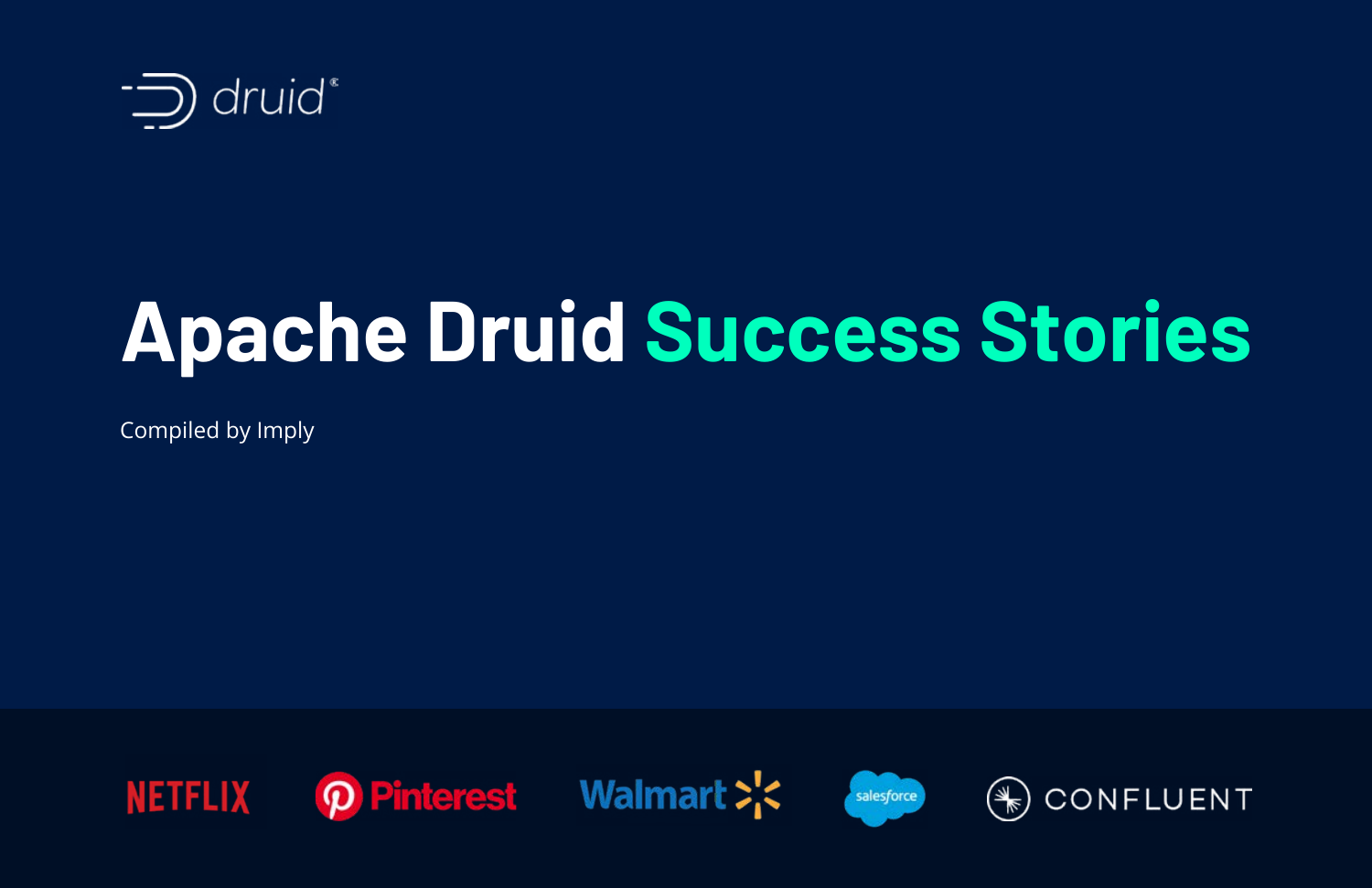druid®

# Apache Druid Success Stories

Compiled by Imply

NETFLIX Pinterest Walmart salesforce CONFLUENT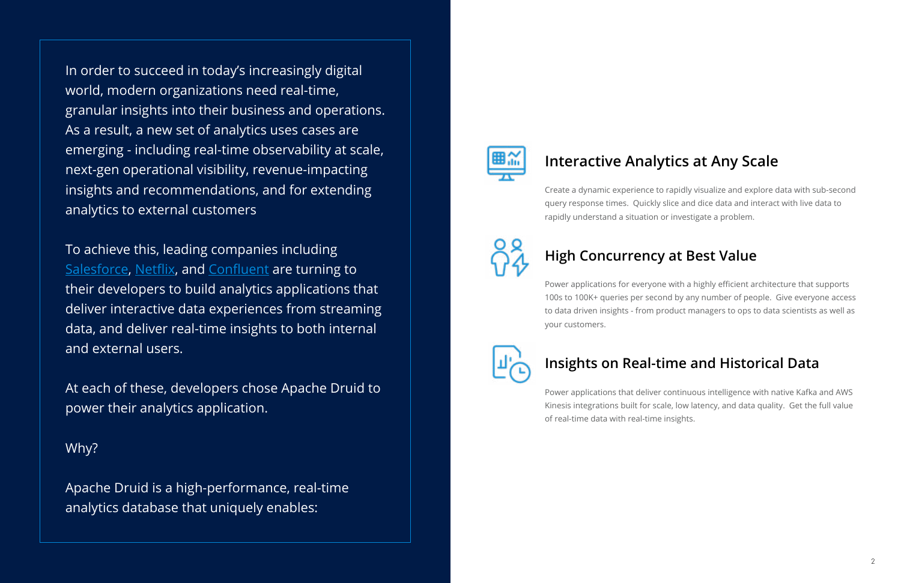In order to succeed in today's increasingly digital world, modern organizations need real-time, granular insights into their business and operations. As a result, a new set of analytics uses cases are emerging - including real-time observability at scale, next-gen operational visibility, revenue-impacting insights and recommendations, and for extending analytics to external customers

To achieve this, leading companies including [Salesforce](), [Netflix](), and [Confluent]() are turning to their developers to build analytics applications that deliver interactive data experiences from streaming data, and deliver real-time insights to both internal and external users.

At each of these, developers chose Apache Druid to power their analytics application.

Why?

Apache Druid is a high-performance, real-time analytics database that uniquely enables:

## Interactive Analytics at Any Scale

Create a dynamic experience to rapidly visualize and explore data with sub-second query response times. Quickly slice and dice data and interact with live data to rapidly understand a situation or investigate a problem.

## High Concurrency at Best Value

Power applications for everyone with a highly efficient architecture that supports 100s to 100K+ queries per second by any number of people. Give everyone access to data driven insights - from product managers to ops to data scientists as well as your customers.

## Insights on Real-time and Historical Data

Power applications that deliver continuous intelligence with native Kafka and AWS Kinesis integrations built for scale, low latency, and data quality. Get the full value of real-time data with real-time insights.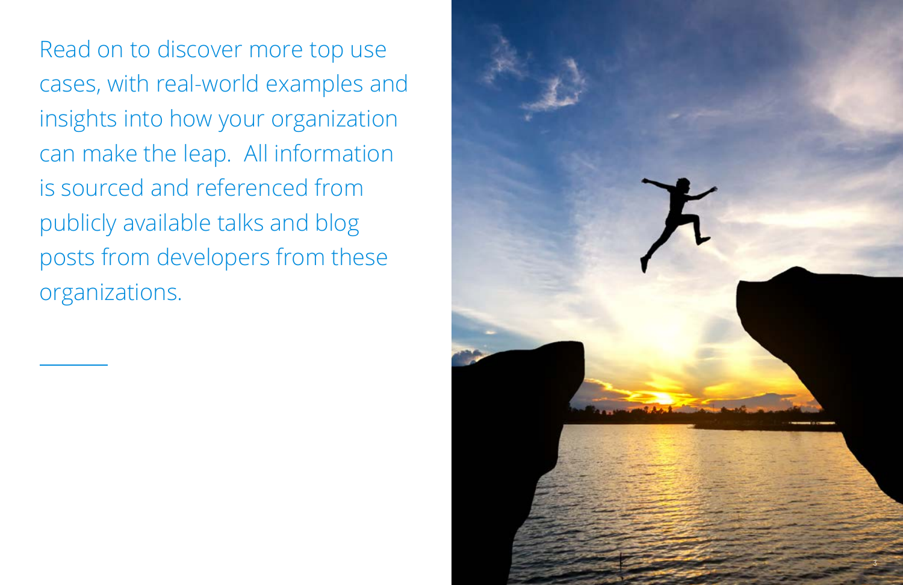Read on to discover more top use cases, with real-world examples and insights into how your organization can make the leap. All information is sourced and referenced from publicly available talks and blog posts from developers from these organizations.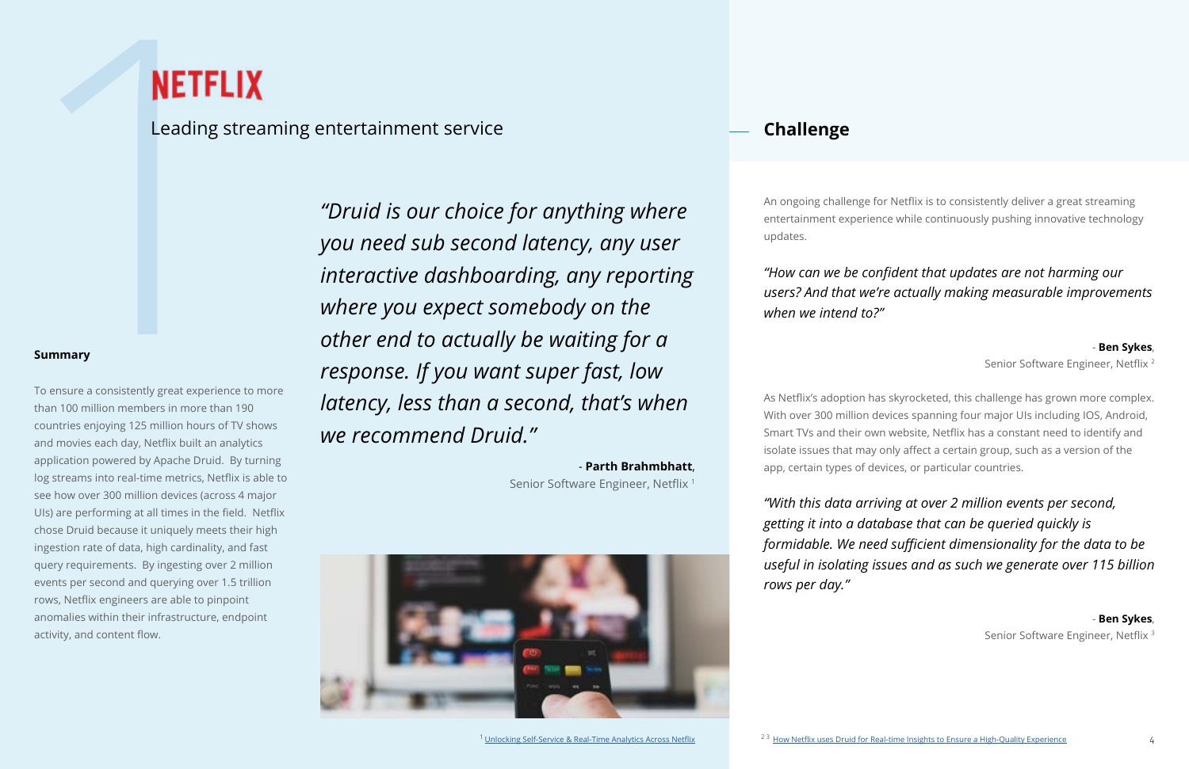# NETFLIX

Leading streaming entertainment service

**Summary**

To ensure a consistently great experience to more than 100 million members in more than 190 countries enjoying 125 million hours of TV shows and movies each day, Netflix built an analytics application powered by Apache Druid. By turning log streams into real-time metrics, Netflix is able to see how over 300 million devices (across 4 major UIs) are performing at all times in the field. Netflix chose Druid because it uniquely meets their high ingestion rate of data, high cardinality, and fast query requirements. By ingesting over 2 million events per second and querying over 1.5 trillion rows, Netflix engineers are able to pinpoint anomalies within their infrastructure, endpoint activity, and content flow.

*"Druid is our choice for anything where you need sub second latency, any user interactive dashboarding, any reporting where you expect somebody on the other end to actually be waiting for a response. If you want super fast, low latency, less than a second, that's when we recommend Druid."*

\- **Parth Brahmbhatt**,
Senior Software Engineer, Netflix [1]

## Challenge

An ongoing challenge for Netflix is to consistently deliver a great streaming entertainment experience while continuously pushing innovative technology updates.

*"How can we be confident that updates are not harming our users? And that we're actually making measurable improvements when we intend to?"*

\- **Ben Sykes**,
Senior Software Engineer, Netflix [2]

As Netflix's adoption has skyrocketed, this challenge has grown more complex. With over 300 million devices spanning four major UIs including IOS, Android, Smart TVs and their own website, Netflix has a constant need to identify and isolate issues that may only affect a certain group, such as a version of the app, certain types of devices, or particular countries.

*"With this data arriving at over 2 million events per second, getting it into a database that can be queried quickly is formidable. We need sufficient dimensionality for the data to be useful in isolating issues and as such we generate over 115 billion rows per day."*

\- **Ben Sykes**,
Senior Software Engineer, Netflix [3]

[1] Unlocking Self-Service & Real-Time Analytics Across Netflix

[2] [3] How Netflix uses Druid for Real-time Insights to Ensure a High-Quality Experience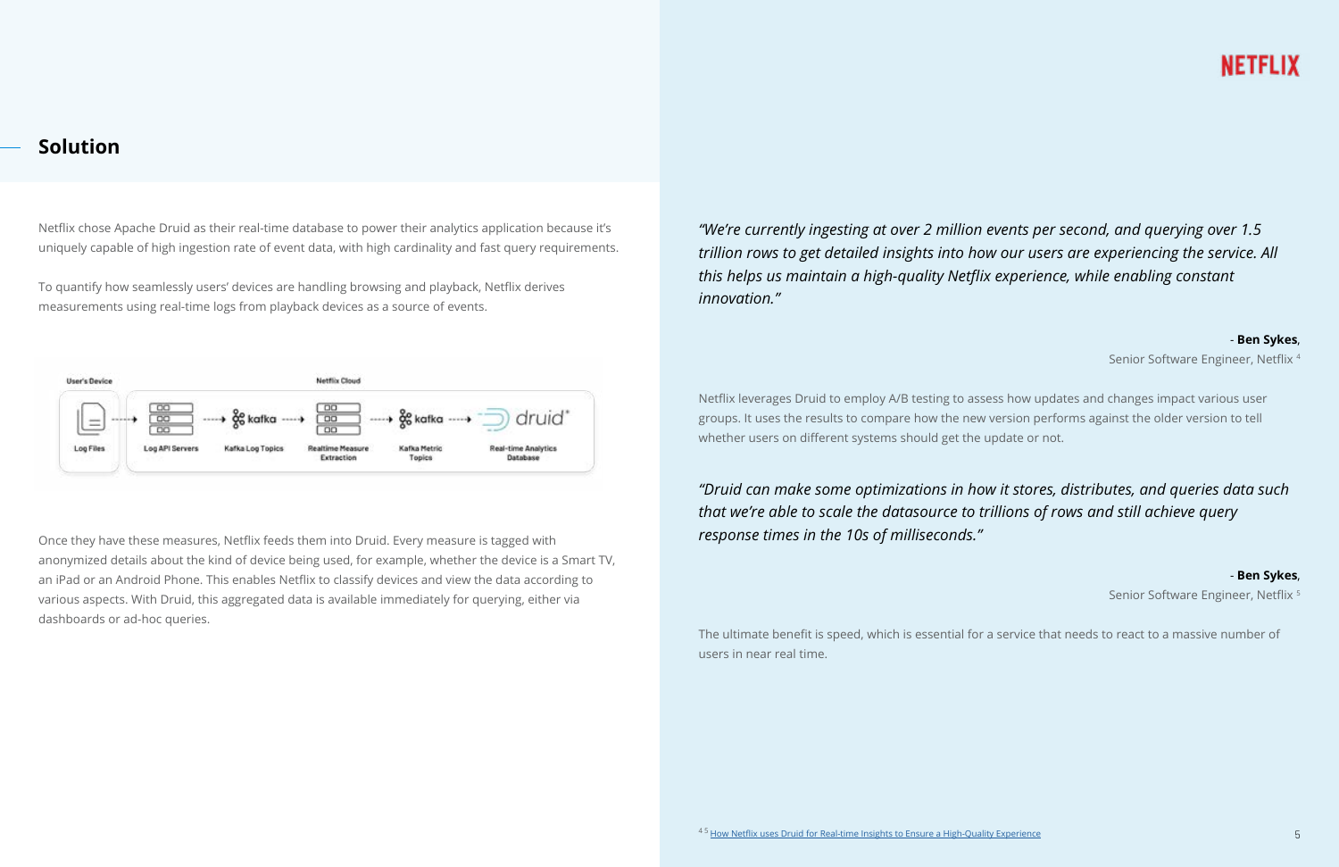## Solution

Netflix chose Apache Druid as their real-time database to power their analytics application because it's uniquely capable of high ingestion rate of event data, with high cardinality and fast query requirements.

To quantify how seamlessly users' devices are handling browsing and playback, Netflix derives measurements using real-time logs from playback devices as a source of events.

User's Device | Netflix Cloud

Log Files → Log API Servers → Kafka Log Topics → Realtime Measure Extraction → Kafka Metric Topics → Real-time Analytics Database (druid)

Once they have these measures, Netflix feeds them into Druid. Every measure is tagged with anonymized details about the kind of device being used, for example, whether the device is a Smart TV, an iPad or an Android Phone. This enables Netflix to classify devices and view the data according to various aspects. With Druid, this aggregated data is available immediately for querying, either via dashboards or ad-hoc queries.

*"We're currently ingesting at over 2 million events per second, and querying over 1.5 trillion rows to get detailed insights into how our users are experiencing the service. All this helps us maintain a high-quality Netflix experience, while enabling constant innovation."*

\- **Ben Sykes**,
Senior Software Engineer, Netflix [4]

Netflix leverages Druid to employ A/B testing to assess how updates and changes impact various user groups. It uses the results to compare how the new version performs against the older version to tell whether users on different systems should get the update or not.

*"Druid can make some optimizations in how it stores, distributes, and queries data such that we're able to scale the datasource to trillions of rows and still achieve query response times in the 10s of milliseconds."*

\- **Ben Sykes**,
Senior Software Engineer, Netflix [5]

The ultimate benefit is speed, which is essential for a service that needs to react to a massive number of users in near real time.

[4] [5] How Netflix uses Druid for Real-time Insights to Ensure a High-Quality Experience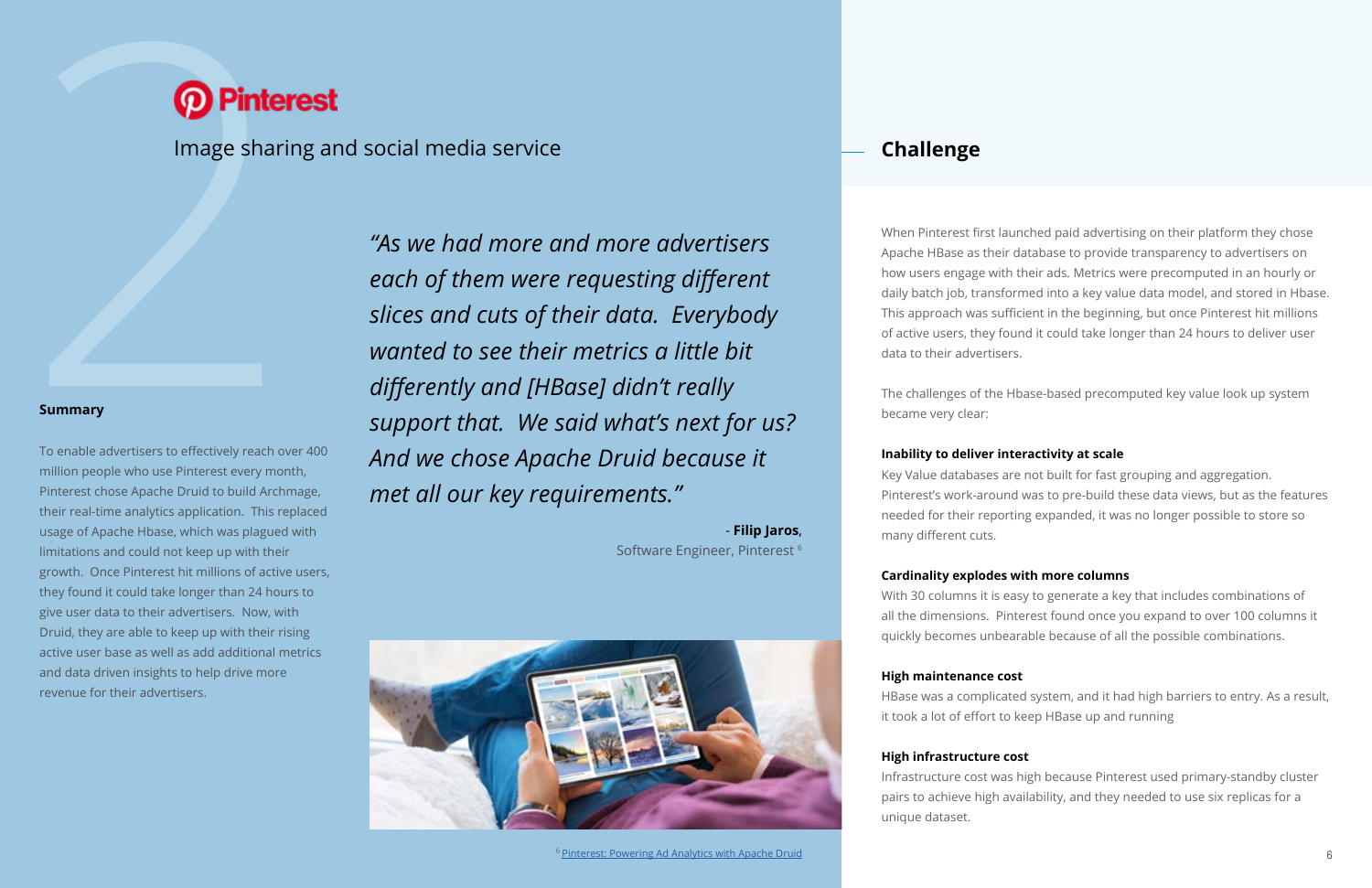# Pinterest

Image sharing and social media service

### Summary

To enable advertisers to effectively reach over 400 million people who use Pinterest every month, Pinterest chose Apache Druid to build Archmage, their real-time analytics application. This replaced usage of Apache Hbase, which was plagued with limitations and could not keep up with their growth. Once Pinterest hit millions of active users, they found it could take longer than 24 hours to give user data to their advertisers. Now, with Druid, they are able to keep up with their rising active user base as well as add additional metrics and data driven insights to help drive more revenue for their advertisers.

*“As we had more and more advertisers each of them were requesting different slices and cuts of their data. Everybody wanted to see their metrics a little bit differently and [HBase] didn’t really support that. We said what’s next for us? And we chose Apache Druid because it met all our key requirements.”*

\- **Filip Jaros**, Software Engineer, Pinterest [6]

[6] Pinterest: Powering Ad Analytics with Apache Druid

## Challenge

When Pinterest first launched paid advertising on their platform they chose Apache HBase as their database to provide transparency to advertisers on how users engage with their ads. Metrics were precomputed in an hourly or daily batch job, transformed into a key value data model, and stored in Hbase. This approach was sufficient in the beginning, but once Pinterest hit millions of active users, they found it could take longer than 24 hours to deliver user data to their advertisers.

The challenges of the Hbase-based precomputed key value look up system became very clear:

**Inability to deliver interactivity at scale**

Key Value databases are not built for fast grouping and aggregation. Pinterest’s work-around was to pre-build these data views, but as the features needed for their reporting expanded, it was no longer possible to store so many different cuts.

**Cardinality explodes with more columns**

With 30 columns it is easy to generate a key that includes combinations of all the dimensions. Pinterest found once you expand to over 100 columns it quickly becomes unbearable because of all the possible combinations.

**High maintenance cost**

HBase was a complicated system, and it had high barriers to entry. As a result, it took a lot of effort to keep HBase up and running

**High infrastructure cost**

Infrastructure cost was high because Pinterest used primary-standby cluster pairs to achieve high availability, and they needed to use six replicas for a unique dataset.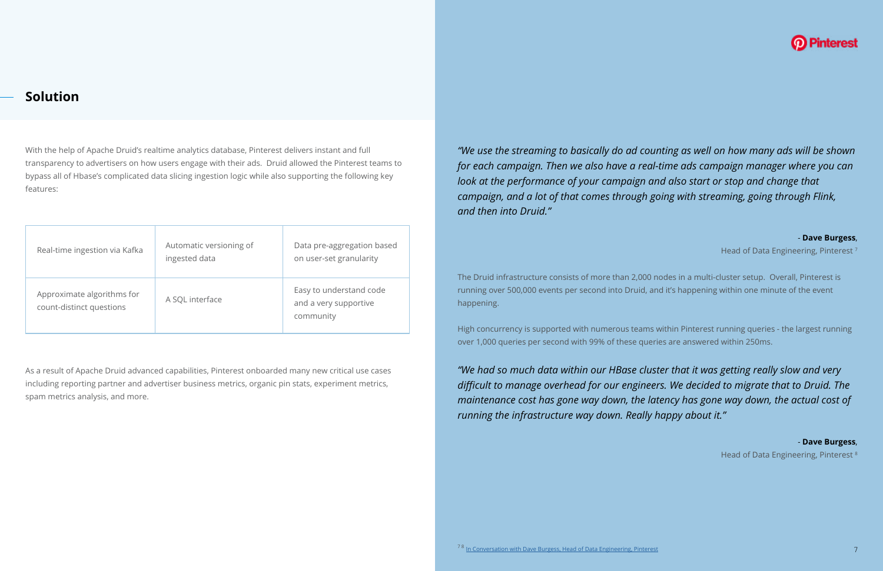## Solution

With the help of Apache Druid's realtime analytics database, Pinterest delivers instant and full transparency to advertisers on how users engage with their ads. Druid allowed the Pinterest teams to bypass all of Hbase's complicated data slicing ingestion logic while also supporting the following key features:

| | | |
|---|---|---|
| Real-time ingestion via Kafka | Automatic versioning of ingested data | Data pre-aggregation based on user-set granularity |
| Approximate algorithms for count-distinct questions | A SQL interface | Easy to understand code and a very supportive community |

As a result of Apache Druid advanced capabilities, Pinterest onboarded many new critical use cases including reporting partner and advertiser business metrics, organic pin stats, experiment metrics, spam metrics analysis, and more.

*"We use the streaming to basically do ad counting as well on how many ads will be shown for each campaign. Then we also have a real-time ads campaign manager where you can look at the performance of your campaign and also start or stop and change that campaign, and a lot of that comes through going with streaming, going through Flink, and then into Druid."*

\- **Dave Burgess**,
Head of Data Engineering, Pinterest [7]

The Druid infrastructure consists of more than 2,000 nodes in a multi-cluster setup. Overall, Pinterest is running over 500,000 events per second into Druid, and it's happening within one minute of the event happening.

High concurrency is supported with numerous teams within Pinterest running queries - the largest running over 1,000 queries per second with 99% of these queries are answered within 250ms.

*"We had so much data within our HBase cluster that it was getting really slow and very difficult to manage overhead for our engineers. We decided to migrate that to Druid. The maintenance cost has gone way down, the latency has gone way down, the actual cost of running the infrastructure way down. Really happy about it."*

\- **Dave Burgess**,
Head of Data Engineering, Pinterest [8]

[7 8] In Conversation with Dave Burgess, Head of Data Engineering, Pinterest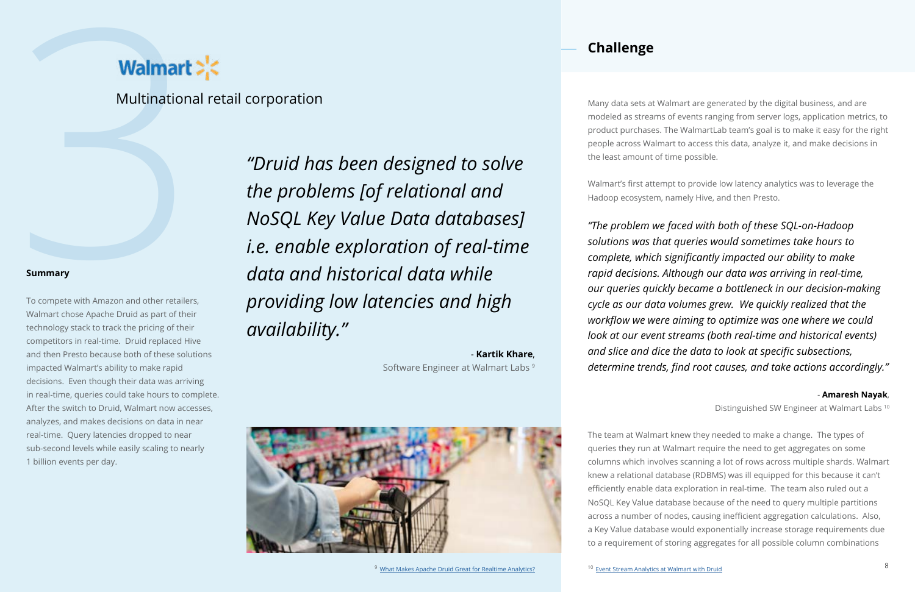## Walmart

Multinational retail corporation

**Summary**

To compete with Amazon and other retailers, Walmart chose Apache Druid as part of their technology stack to track the pricing of their competitors in real-time. Druid replaced Hive and then Presto because both of these solutions impacted Walmart's ability to make rapid decisions. Even though their data was arriving in real-time, queries could take hours to complete. After the switch to Druid, Walmart now accesses, analyzes, and makes decisions on data in near real-time. Query latencies dropped to near sub-second levels while easily scaling to nearly 1 billion events per day.

*"Druid has been designed to solve the problems [of relational and NoSQL Key Value Data databases] i.e. enable exploration of real-time data and historical data while providing low latencies and high availability."*

\- **Kartik Khare**, Software Engineer at Walmart Labs [9]

## Challenge

Many data sets at Walmart are generated by the digital business, and are modeled as streams of events ranging from server logs, application metrics, to product purchases. The WalmartLab team's goal is to make it easy for the right people across Walmart to access this data, analyze it, and make decisions in the least amount of time possible.

Walmart's first attempt to provide low latency analytics was to leverage the Hadoop ecosystem, namely Hive, and then Presto.

*"The problem we faced with both of these SQL-on-Hadoop solutions was that queries would sometimes take hours to complete, which significantly impacted our ability to make rapid decisions. Although our data was arriving in real-time, our queries quickly became a bottleneck in our decision-making cycle as our data volumes grew. We quickly realized that the workflow we were aiming to optimize was one where we could look at our event streams (both real-time and historical events) and slice and dice the data to look at specific subsections, determine trends, find root causes, and take actions accordingly."*

\- **Amaresh Nayak**, Distinguished SW Engineer at Walmart Labs [10]

The team at Walmart knew they needed to make a change. The types of queries they run at Walmart require the need to get aggregates on some columns which involves scanning a lot of rows across multiple shards. Walmart knew a relational database (RDBMS) was ill equipped for this because it can't efficiently enable data exploration in real-time. The team also ruled out a NoSQL Key Value database because of the need to query multiple partitions across a number of nodes, causing inefficient aggregation calculations. Also, a Key Value database would exponentially increase storage requirements due to a requirement of storing aggregates for all possible column combinations

[9] What Makes Apache Druid Great for Realtime Analytics?

[10] Event Stream Analytics at Walmart with Druid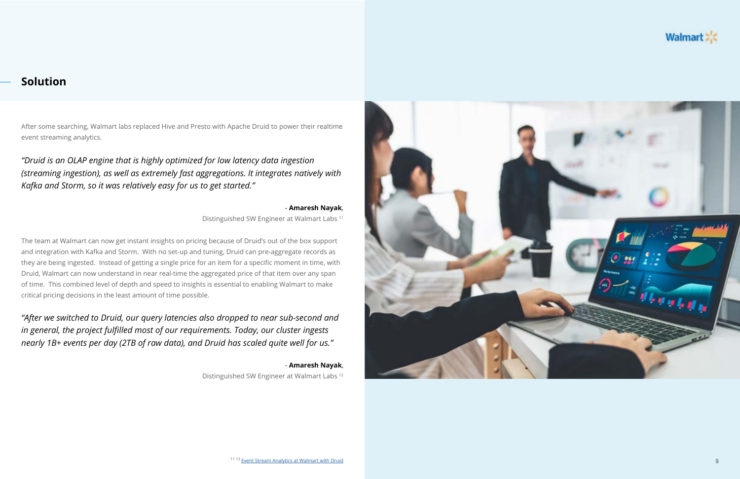## Solution

After some searching, Walmart labs replaced Hive and Presto with Apache Druid to power their realtime event streaming analytics.

*"Druid is an OLAP engine that is highly optimized for low latency data ingestion (streaming ingestion), as well as extremely fast aggregations. It integrates natively with Kafka and Storm, so it was relatively easy for us to get started."*

- **Amaresh Nayak**,
Distinguished SW Engineer at Walmart Labs [11]

The team at Walmart can now get instant insights on pricing because of Druid's out of the box support and integration with Kafka and Storm. With no set-up and tuning, Druid can pre-aggregate records as they are being ingested. Instead of getting a single price for an item for a specific moment in time, with Druid, Walmart can now understand in near real-time the aggregated price of that item over any span of time. This combined level of depth and speed to insights is essential to enabling Walmart to make critical pricing decisions in the least amount of time possible.

*"After we switched to Druid, our query latencies also dropped to near sub-second and in general, the project fulfilled most of our requirements. Today, our cluster ingests nearly 1B+ events per day (2TB of raw data), and Druid has scaled quite well for us."*

- **Amaresh Nayak**,
Distinguished SW Engineer at Walmart Labs [12]

[11] [12] Event Stream Analytics at Walmart with Druid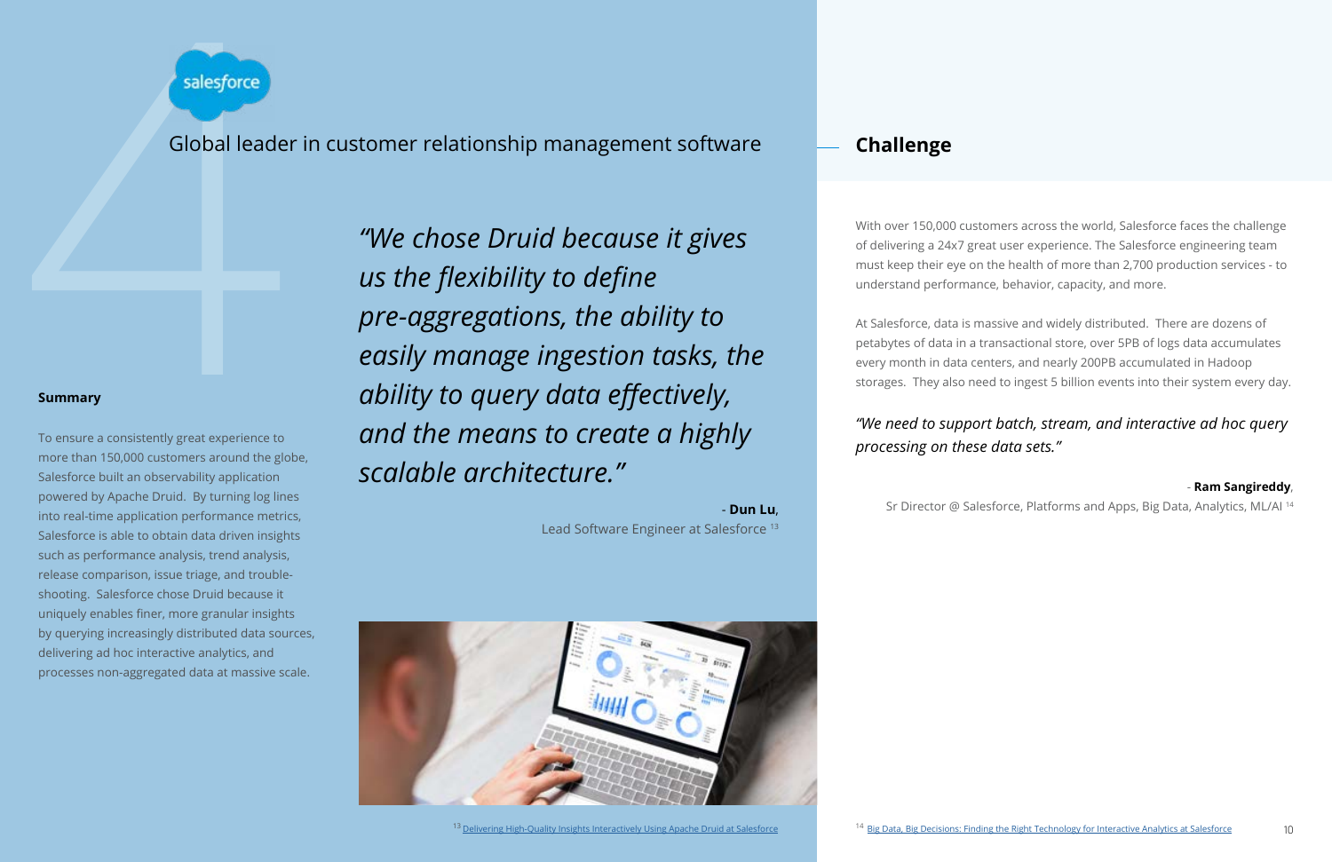salesforce

## Global leader in customer relationship management software

### Summary

To ensure a consistently great experience to more than 150,000 customers around the globe, Salesforce built an observability application powered by Apache Druid. By turning log lines into real-time application performance metrics, Salesforce is able to obtain data driven insights such as performance analysis, trend analysis, release comparison, issue triage, and trouble-shooting. Salesforce chose Druid because it uniquely enables finer, more granular insights by querying increasingly distributed data sources, delivering ad hoc interactive analytics, and processes non-aggregated data at massive scale.

*"We chose Druid because it gives us the flexibility to define pre-aggregations, the ability to easily manage ingestion tasks, the ability to query data effectively, and the means to create a highly scalable architecture."*

\- **Dun Lu**,
Lead Software Engineer at Salesforce [13]

## Challenge

With over 150,000 customers across the world, Salesforce faces the challenge of delivering a 24x7 great user experience. The Salesforce engineering team must keep their eye on the health of more than 2,700 production services - to understand performance, behavior, capacity, and more.

At Salesforce, data is massive and widely distributed. There are dozens of petabytes of data in a transactional store, over 5PB of logs data accumulates every month in data centers, and nearly 200PB accumulated in Hadoop storages. They also need to ingest 5 billion events into their system every day.

*"We need to support batch, stream, and interactive ad hoc query processing on these data sets."*

\- **Ram Sangireddy**,
Sr Director @ Salesforce, Platforms and Apps, Big Data, Analytics, ML/AI [14]

[13] [Delivering High-Quality Insights Interactively Using Apache Druid at Salesforce]

[14] [Big Data, Big Decisions: Finding the Right Technology for Interactive Analytics at Salesforce]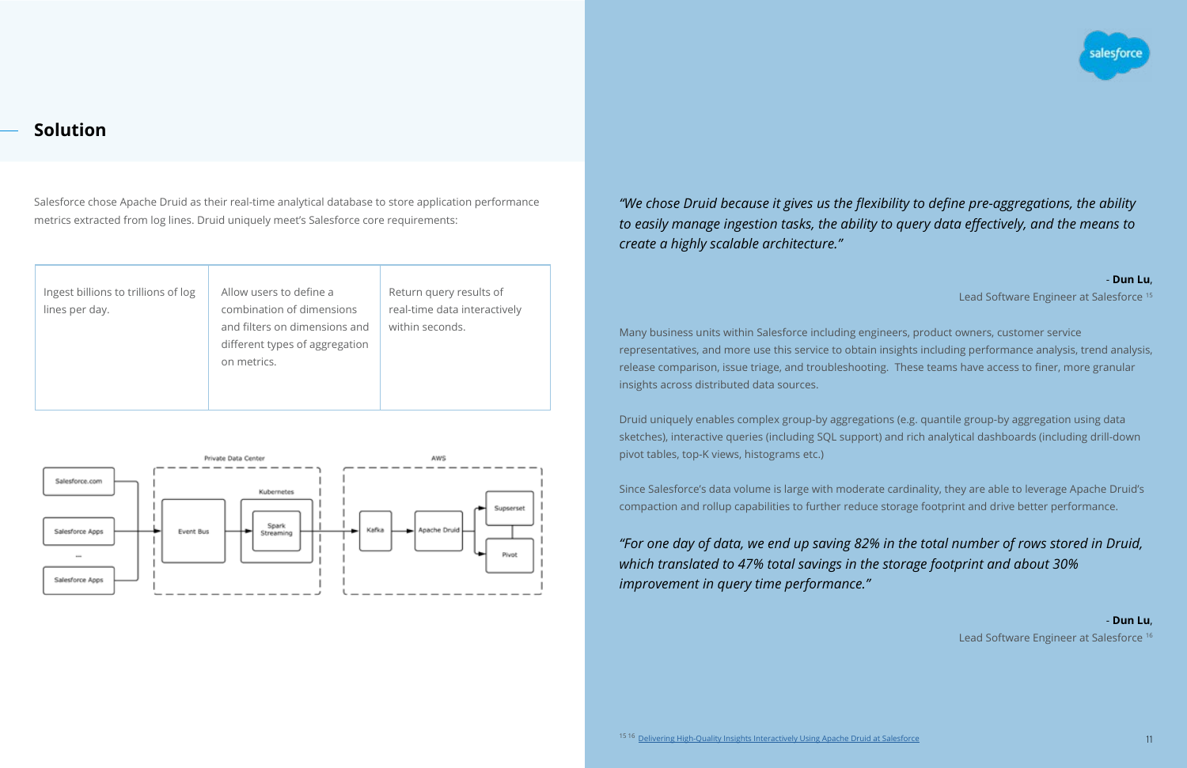## Solution

Salesforce chose Apache Druid as their real-time analytical database to store application performance metrics extracted from log lines. Druid uniquely meet's Salesforce core requirements:

| Ingest billions to trillions of log lines per day. | Allow users to define a combination of dimensions and filters on dimensions and different types of aggregation on metrics. | Return query results of real-time data interactively within seconds. |
|---|---|---|

*"We chose Druid because it gives us the flexibility to define pre-aggregations, the ability to easily manage ingestion tasks, the ability to query data effectively, and the means to create a highly scalable architecture."*

\- **Dun Lu**,
Lead Software Engineer at Salesforce [15]

Many business units within Salesforce including engineers, product owners, customer service representatives, and more use this service to obtain insights including performance analysis, trend analysis, release comparison, issue triage, and troubleshooting. These teams have access to finer, more granular insights across distributed data sources.

Druid uniquely enables complex group-by aggregations (e.g. quantile group-by aggregation using data sketches), interactive queries (including SQL support) and rich analytical dashboards (including drill-down pivot tables, top-K views, histograms etc.)

Since Salesforce's data volume is large with moderate cardinality, they are able to leverage Apache Druid's compaction and rollup capabilities to further reduce storage footprint and drive better performance.

*"For one day of data, we end up saving 82% in the total number of rows stored in Druid, which translated to 47% total savings in the storage footprint and about 30% improvement in query time performance."*

\- **Dun Lu**,
Lead Software Engineer at Salesforce [16]

[15, 16] Delivering High-Quality Insights Interactively Using Apache Druid at Salesforce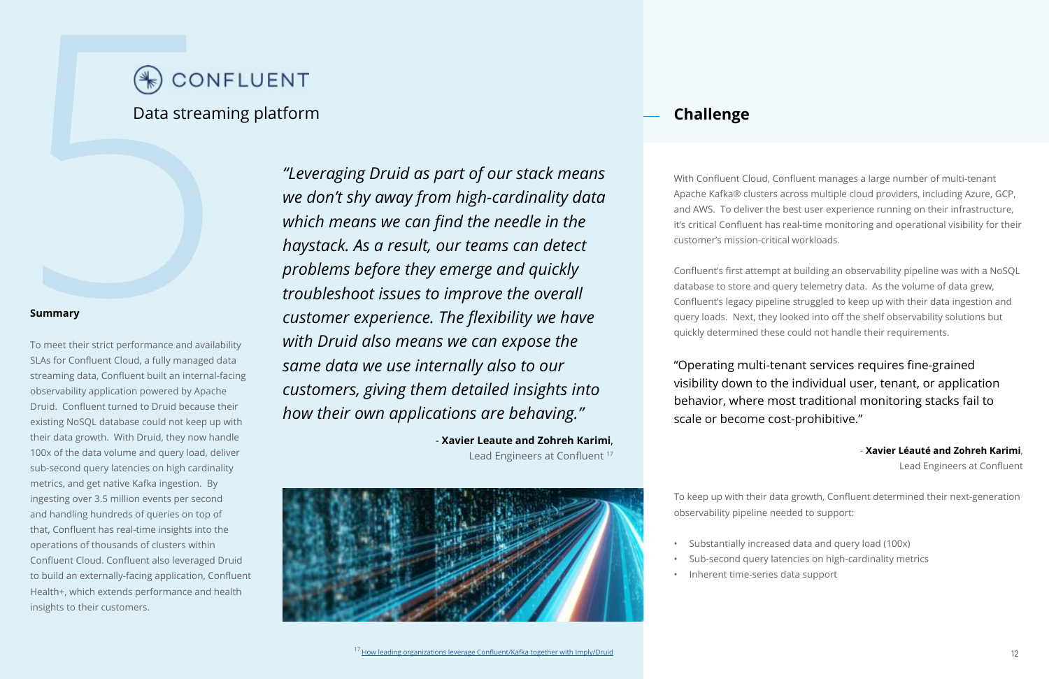# CONFLUENT

## Data streaming platform

**Summary**

To meet their strict performance and availability SLAs for Confluent Cloud, a fully managed data streaming data, Confluent built an internal-facing observability application powered by Apache Druid. Confluent turned to Druid because their existing NoSQL database could not keep up with their data growth. With Druid, they now handle 100x of the data volume and query load, deliver sub-second query latencies on high cardinality metrics, and get native Kafka ingestion. By ingesting over 3.5 million events per second and handling hundreds of queries on top of that, Confluent has real-time insights into the operations of thousands of clusters within Confluent Cloud. Confluent also leveraged Druid to build an externally-facing application, Confluent Health+, which extends performance and health insights to their customers.

*"Leveraging Druid as part of our stack means we don't shy away from high-cardinality data which means we can find the needle in the haystack. As a result, our teams can detect problems before they emerge and quickly troubleshoot issues to improve the overall customer experience. The flexibility we have with Druid also means we can expose the same data we use internally also to our customers, giving them detailed insights into how their own applications are behaving."*

\- **Xavier Leaute and Zohreh Karimi**, Lead Engineers at Confluent [17]

## Challenge

With Confluent Cloud, Confluent manages a large number of multi-tenant Apache Kafka® clusters across multiple cloud providers, including Azure, GCP, and AWS. To deliver the best user experience running on their infrastructure, it's critical Confluent has real-time monitoring and operational visibility for their customer's mission-critical workloads.

Confluent's first attempt at building an observability pipeline was with a NoSQL database to store and query telemetry data. As the volume of data grew, Confluent's legacy pipeline struggled to keep up with their data ingestion and query loads. Next, they looked into off the shelf observability solutions but quickly determined these could not handle their requirements.

"Operating multi-tenant services requires fine-grained visibility down to the individual user, tenant, or application behavior, where most traditional monitoring stacks fail to scale or become cost-prohibitive."

\- **Xavier Léauté and Zohreh Karimi**, Lead Engineers at Confluent

To keep up with their data growth, Confluent determined their next-generation observability pipeline needed to support:

- Substantially increased data and query load (100x)
- Sub-second query latencies on high-cardinality metrics
- Inherent time-series data support

[17] How leading organizations leverage Confluent/Kafka together with Imply/Druid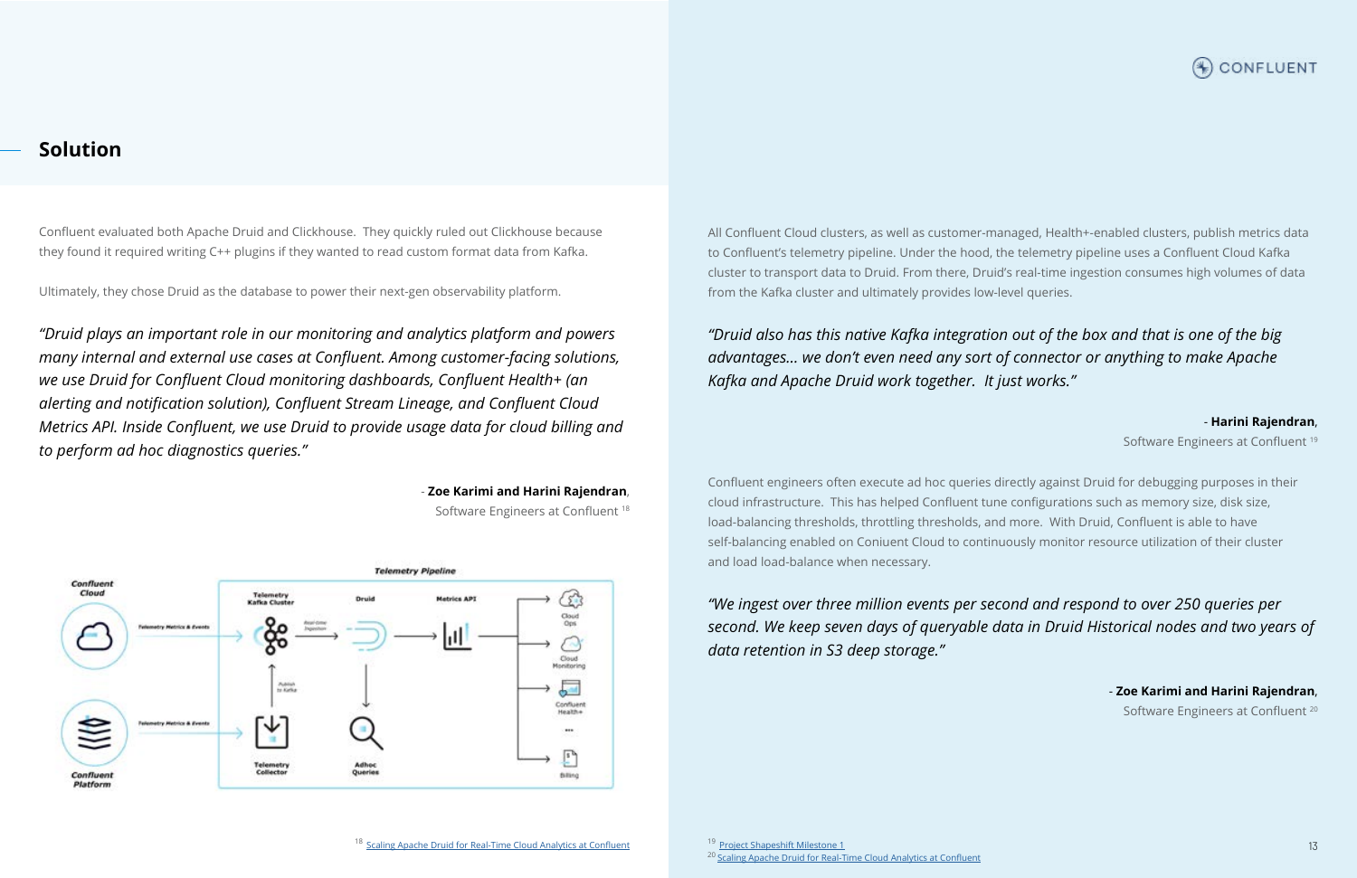## Solution

Confluent evaluated both Apache Druid and Clickhouse. They quickly ruled out Clickhouse because they found it required writing C++ plugins if they wanted to read custom format data from Kafka.

Ultimately, they chose Druid as the database to power their next-gen observability platform.

*"Druid plays an important role in our monitoring and analytics platform and powers many internal and external use cases at Confluent. Among customer-facing solutions, we use Druid for Confluent Cloud monitoring dashboards, Confluent Health+ (an alerting and notification solution), Confluent Stream Lineage, and Confluent Cloud Metrics API. Inside Confluent, we use Druid to provide usage data for cloud billing and to perform ad hoc diagnostics queries."*

\- **Zoe Karimi and Harini Rajendran**, Software Engineers at Confluent [18]

Telemetry Pipeline

Confluent Cloud — Telemetry Metrics & Events → Telemetry Kafka Cluster → Real-time Ingestion → Druid → Metrics API → Cloud Ops, Cloud Monitoring, Confluent Health+, ..., Billing

Confluent Platform — Telemetry Metrics & Events → Telemetry Collector → Publish to Kafka → Telemetry Kafka Cluster

Druid → Adhoc Queries

All Confluent Cloud clusters, as well as customer-managed, Health+-enabled clusters, publish metrics data to Confluent's telemetry pipeline. Under the hood, the telemetry pipeline uses a Confluent Cloud Kafka cluster to transport data to Druid. From there, Druid's real-time ingestion consumes high volumes of data from the Kafka cluster and ultimately provides low-level queries.

*"Druid also has this native Kafka integration out of the box and that is one of the big advantages... we don't even need any sort of connector or anything to make Apache Kafka and Apache Druid work together. It just works."*

\- **Harini Rajendran**, Software Engineers at Confluent [19]

Confluent engineers often execute ad hoc queries directly against Druid for debugging purposes in their cloud infrastructure. This has helped Confluent tune configurations such as memory size, disk size, load-balancing thresholds, throttling thresholds, and more. With Druid, Confluent is able to have self-balancing enabled on Coniuent Cloud to continuously monitor resource utilization of their cluster and load load-balance when necessary.

*"We ingest over three million events per second and respond to over 250 queries per second. We keep seven days of queryable data in Druid Historical nodes and two years of data retention in S3 deep storage."*

\- **Zoe Karimi and Harini Rajendran**, Software Engineers at Confluent [20]

[18] Scaling Apache Druid for Real-Time Cloud Analytics at Confluent

[19] Project Shapeshift Milestone 1

[20] Scaling Apache Druid for Real-Time Cloud Analytics at Confluent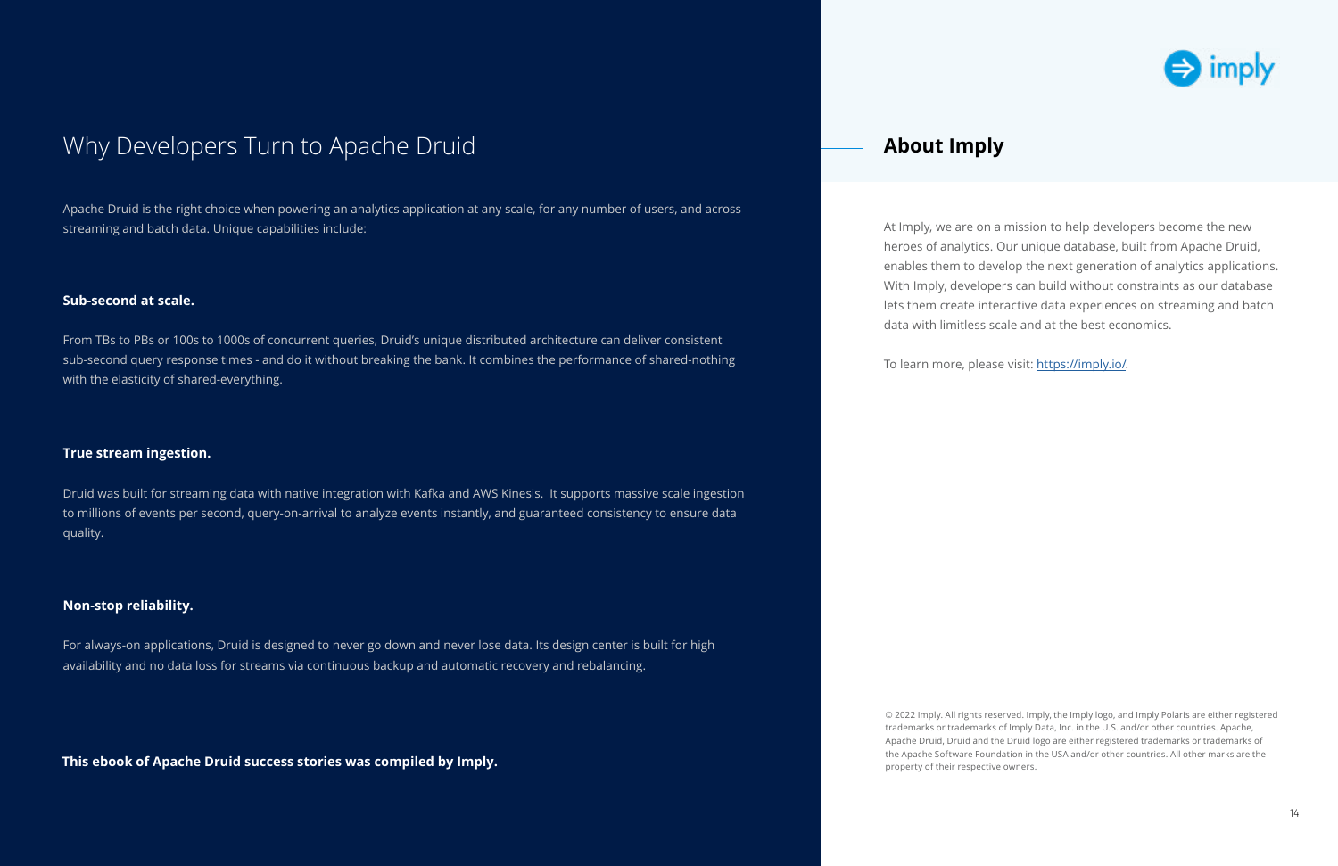# Why Developers Turn to Apache Druid

Apache Druid is the right choice when powering an analytics application at any scale, for any number of users, and across streaming and batch data. Unique capabilities include:

**Sub-second at scale.**

From TBs to PBs or 100s to 1000s of concurrent queries, Druid's unique distributed architecture can deliver consistent sub-second query response times - and do it without breaking the bank. It combines the performance of shared-nothing with the elasticity of shared-everything.

**True stream ingestion.**

Druid was built for streaming data with native integration with Kafka and AWS Kinesis. It supports massive scale ingestion to millions of events per second, query-on-arrival to analyze events instantly, and guaranteed consistency to ensure data quality.

**Non-stop reliability.**

For always-on applications, Druid is designed to never go down and never lose data. Its design center is built for high availability and no data loss for streams via continuous backup and automatic recovery and rebalancing.

**This ebook of Apache Druid success stories was compiled by Imply.**

## About Imply

At Imply, we are on a mission to help developers become the new heroes of analytics. Our unique database, built from Apache Druid, enables them to develop the next generation of analytics applications. With Imply, developers can build without constraints as our database lets them create interactive data experiences on streaming and batch data with limitless scale and at the best economics.

To learn more, please visit: [https://imply.io/](https://imply.io/).

© 2022 Imply. All rights reserved. Imply, the Imply logo, and Imply Polaris are either registered trademarks or trademarks of Imply Data, Inc. in the U.S. and/or other countries. Apache, Apache Druid, Druid and the Druid logo are either registered trademarks or trademarks of the Apache Software Foundation in the USA and/or other countries. All other marks are the property of their respective owners.